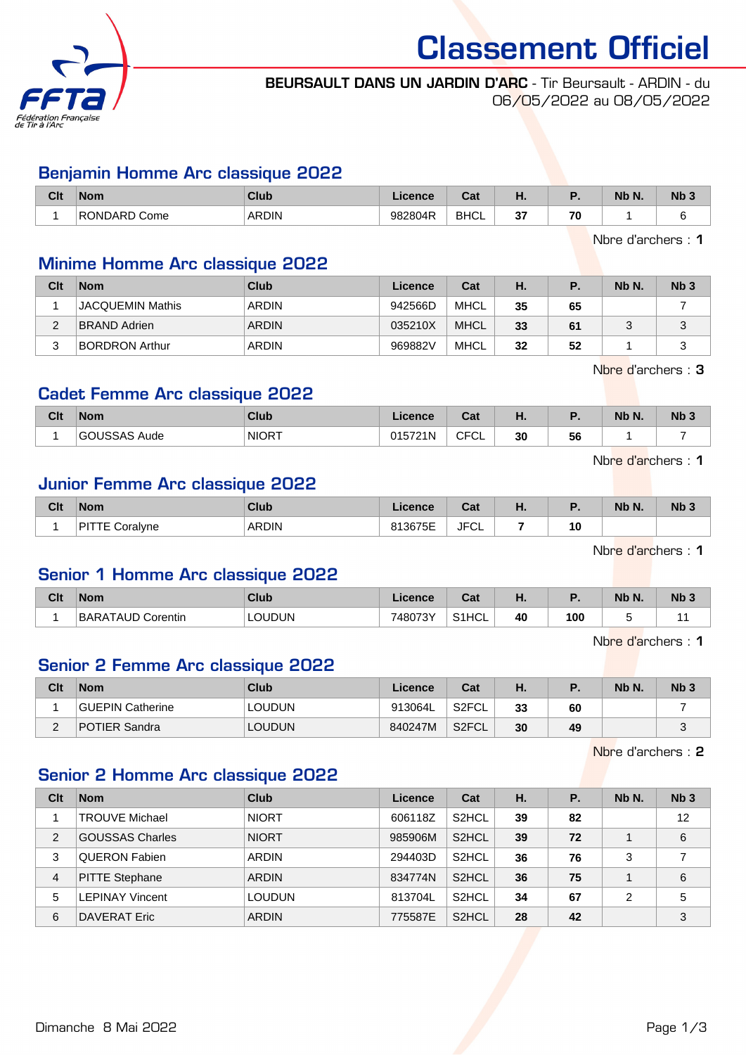# Classement Officiel

**BEURSAULT DANS UN JARDIN D'ARC** - Tir Beursault - ARDIN - du 06/05/2022 au 08/05/2022

## Benjamin Homme Arc classique 2022

| Clt | Nom | Club | Licence | Cat | H. | P. | Nb N. | Nb 3 |
|---|---|---|---|---|---|---|---|---|
| 1 | RONDARD Come | ARDIN | 982804R | BHCL | **37** | **70** | 1 | 6 |

Nbre d'archers : **1**

## Minime Homme Arc classique 2022

| Clt | Nom | Club | Licence | Cat | H. | P. | Nb N. | Nb 3 |
|---|---|---|---|---|---|---|---|---|
| 1 | JACQUEMIN Mathis | ARDIN | 942566D | MHCL | **35** | **65** | | 7 |
| 2 | BRAND Adrien | ARDIN | 035210X | MHCL | **33** | **61** | 3 | 3 |
| 3 | BORDRON Arthur | ARDIN | 969882V | MHCL | **32** | **52** | 1 | 3 |

Nbre d'archers : **3**

## Cadet Femme Arc classique 2022

| Clt | Nom | Club | Licence | Cat | H. | P. | Nb N. | Nb 3 |
|---|---|---|---|---|---|---|---|---|
| 1 | GOUSSAS Aude | NIORT | 015721N | CFCL | **30** | **56** | 1 | 7 |

Nbre d'archers : **1**

## Junior Femme Arc classique 2022

| Clt | Nom | Club | Licence | Cat | H. | P. | Nb N. | Nb 3 |
|---|---|---|---|---|---|---|---|---|
| 1 | PITTE Coralyne | ARDIN | 813675E | JFCL | **7** | **10** | | |

Nbre d'archers : **1**

## Senior 1 Homme Arc classique 2022

| Clt | Nom | Club | Licence | Cat | H. | P. | Nb N. | Nb 3 |
|---|---|---|---|---|---|---|---|---|
| 1 | BARATAUD Corentin | LOUDUN | 748073Y | S1HCL | **40** | **100** | 5 | 11 |

Nbre d'archers : **1**

## Senior 2 Femme Arc classique 2022

| Clt | Nom | Club | Licence | Cat | H. | P. | Nb N. | Nb 3 |
|---|---|---|---|---|---|---|---|---|
| 1 | GUEPIN Catherine | LOUDUN | 913064L | S2FCL | **33** | **60** | | 7 |
| 2 | POTIER Sandra | LOUDUN | 840247M | S2FCL | **30** | **49** | | 3 |

Nbre d'archers : **2**

## Senior 2 Homme Arc classique 2022

| Clt | Nom | Club | Licence | Cat | H. | P. | Nb N. | Nb 3 |
|---|---|---|---|---|---|---|---|---|
| 1 | TROUVE Michael | NIORT | 606118Z | S2HCL | **39** | **82** | | 12 |
| 2 | GOUSSAS Charles | NIORT | 985906M | S2HCL | **39** | **72** | 1 | 6 |
| 3 | QUERON Fabien | ARDIN | 294403D | S2HCL | **36** | **76** | 3 | 7 |
| 4 | PITTE Stephane | ARDIN | 834774N | S2HCL | **36** | **75** | 1 | 6 |
| 5 | LEPINAY Vincent | LOUDUN | 813704L | S2HCL | **34** | **67** | 2 | 5 |
| 6 | DAVERAT Eric | ARDIN | 775587E | S2HCL | **28** | **42** | | 3 |

Dimanche 8 Mai 2022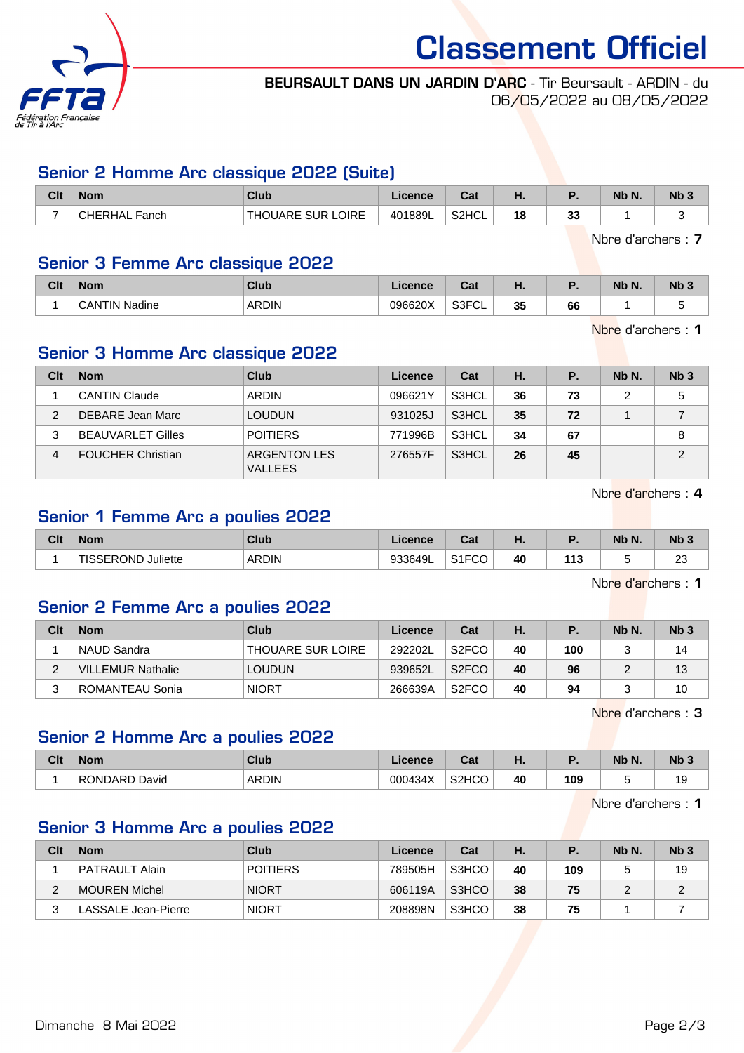# Classement Officiel

**BEURSAULT DANS UN JARDIN D'ARC** - Tir Beursault - ARDIN - du 06/05/2022 au 08/05/2022

## Senior 2 Homme Arc classique 2022 (Suite)

| Clt | Nom | Club | Licence | Cat | H. | P. | Nb N. | Nb 3 |
|---|---|---|---|---|---|---|---|---|
| 7 | CHERHAL Fanch | THOUARE SUR LOIRE | 401889L | S2HCL | **18** | **33** | 1 | 3 |

Nbre d'archers : **7**

## Senior 3 Femme Arc classique 2022

| Clt | Nom | Club | Licence | Cat | H. | P. | Nb N. | Nb 3 |
|---|---|---|---|---|---|---|---|---|
| 1 | CANTIN Nadine | ARDIN | 096620X | S3FCL | **35** | **66** | 1 | 5 |

Nbre d'archers : **1**

## Senior 3 Homme Arc classique 2022

| Clt | Nom | Club | Licence | Cat | H. | P. | Nb N. | Nb 3 |
|---|---|---|---|---|---|---|---|---|
| 1 | CANTIN Claude | ARDIN | 096621Y | S3HCL | **36** | **73** | 2 | 5 |
| 2 | DEBARE Jean Marc | LOUDUN | 931025J | S3HCL | **35** | **72** | 1 | 7 |
| 3 | BEAUVARLET Gilles | POITIERS | 771996B | S3HCL | **34** | **67** | | 8 |
| 4 | FOUCHER Christian | ARGENTON LES VALLEES | 276557F | S3HCL | **26** | **45** | | 2 |

Nbre d'archers : **4**

## Senior 1 Femme Arc a poulies 2022

| Clt | Nom | Club | Licence | Cat | H. | P. | Nb N. | Nb 3 |
|---|---|---|---|---|---|---|---|---|
| 1 | TISSEROND Juliette | ARDIN | 933649L | S1FCO | **40** | **113** | 5 | 23 |

Nbre d'archers : **1**

## Senior 2 Femme Arc a poulies 2022

| Clt | Nom | Club | Licence | Cat | H. | P. | Nb N. | Nb 3 |
|---|---|---|---|---|---|---|---|---|
| 1 | NAUD Sandra | THOUARE SUR LOIRE | 292202L | S2FCO | **40** | **100** | 3 | 14 |
| 2 | VILLEMUR Nathalie | LOUDUN | 939652L | S2FCO | **40** | **96** | 2 | 13 |
| 3 | ROMANTEAU Sonia | NIORT | 266639A | S2FCO | **40** | **94** | 3 | 10 |

Nbre d'archers : **3**

## Senior 2 Homme Arc a poulies 2022

| Clt | Nom | Club | Licence | Cat | H. | P. | Nb N. | Nb 3 |
|---|---|---|---|---|---|---|---|---|
| 1 | RONDARD David | ARDIN | 000434X | S2HCO | **40** | **109** | 5 | 19 |

Nbre d'archers : **1**

## Senior 3 Homme Arc a poulies 2022

| Clt | Nom | Club | Licence | Cat | H. | P. | Nb N. | Nb 3 |
|---|---|---|---|---|---|---|---|---|
| 1 | PATRAULT Alain | POITIERS | 789505H | S3HCO | **40** | **109** | 5 | 19 |
| 2 | MOUREN Michel | NIORT | 606119A | S3HCO | **38** | **75** | 2 | 2 |
| 3 | LASSALE Jean-Pierre | NIORT | 208898N | S3HCO | **38** | **75** | 1 | 7 |

Dimanche 8 Mai 2022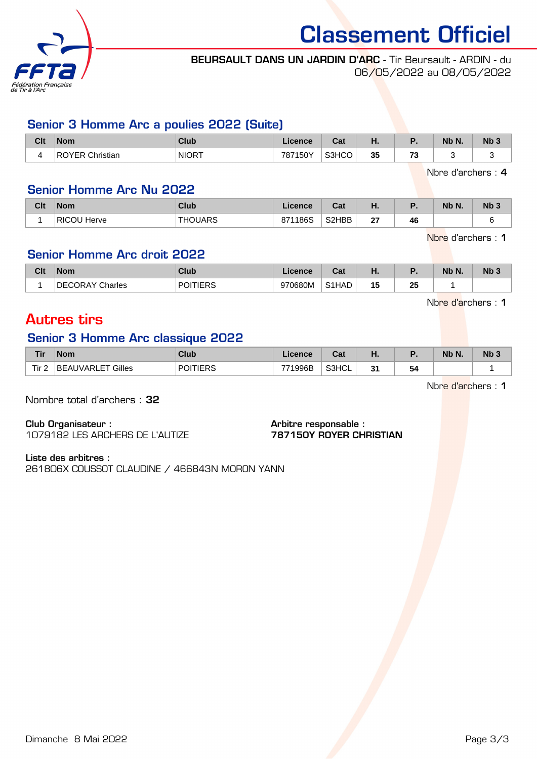# Classement Officiel

**BEURSAULT DANS UN JARDIN D'ARC** - Tir Beursault - ARDIN - du 06/05/2022 au 08/05/2022

## Senior 3 Homme Arc a poulies 2022 (Suite)

| Clt | Nom | Club | Licence | Cat | H. | P. | Nb N. | Nb 3 |
|---|---|---|---|---|---|---|---|---|
| 4 | ROYER Christian | NIORT | 787150Y | S3HCO | **35** | **73** | 3 | 3 |

Nbre d'archers : **4**

## Senior Homme Arc Nu 2022

| Clt | Nom | Club | Licence | Cat | H. | P. | Nb N. | Nb 3 |
|---|---|---|---|---|---|---|---|---|
| 1 | RICOU Herve | THOUARS | 871186S | S2HBB | **27** | **46** | | 6 |

Nbre d'archers : **1**

## Senior Homme Arc droit 2022

| Clt | Nom | Club | Licence | Cat | H. | P. | Nb N. | Nb 3 |
|---|---|---|---|---|---|---|---|---|
| 1 | DECORAY Charles | POITIERS | 970680M | S1HAD | **15** | **25** | 1 | |

Nbre d'archers : **1**

# Autres tirs

## Senior 3 Homme Arc classique 2022

| Tir | Nom | Club | Licence | Cat | H. | P. | Nb N. | Nb 3 |
|---|---|---|---|---|---|---|---|---|
| Tir 2 | BEAUVARLET Gilles | POITIERS | 771996B | S3HCL | **31** | **54** | | 1 |

Nbre d'archers : **1**

Nombre total d'archers : **32**

**Club Organisateur :**
1079182 LES ARCHERS DE L'AUTIZE

**Arbitre responsable :**
**787150Y ROYER CHRISTIAN**

**Liste des arbitres :**
261806X COUSSOT CLAUDINE / 466843N MORON YANN

Dimanche 8 Mai 2022